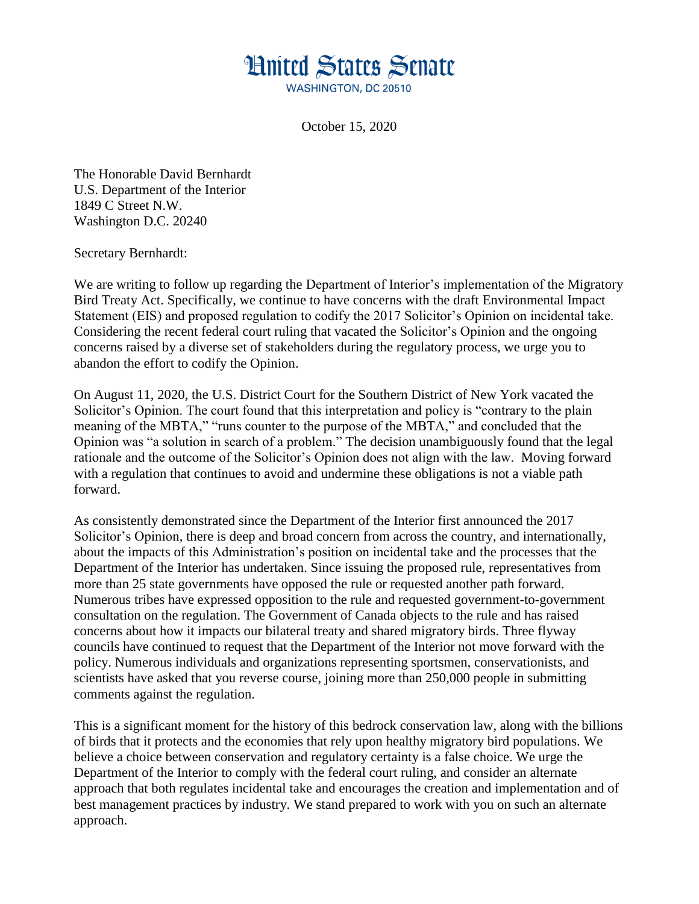# United States Senate

WASHINGTON, DC 20510

October 15, 2020

The Honorable David Bernhardt
U.S. Department of the Interior
1849 C Street N.W.
Washington D.C. 20240

Secretary Bernhardt:

We are writing to follow up regarding the Department of Interior's implementation of the Migratory Bird Treaty Act. Specifically, we continue to have concerns with the draft Environmental Impact Statement (EIS) and proposed regulation to codify the 2017 Solicitor's Opinion on incidental take. Considering the recent federal court ruling that vacated the Solicitor's Opinion and the ongoing concerns raised by a diverse set of stakeholders during the regulatory process, we urge you to abandon the effort to codify the Opinion.

On August 11, 2020, the U.S. District Court for the Southern District of New York vacated the Solicitor's Opinion. The court found that this interpretation and policy is "contrary to the plain meaning of the MBTA," "runs counter to the purpose of the MBTA," and concluded that the Opinion was "a solution in search of a problem." The decision unambiguously found that the legal rationale and the outcome of the Solicitor's Opinion does not align with the law. Moving forward with a regulation that continues to avoid and undermine these obligations is not a viable path forward.

As consistently demonstrated since the Department of the Interior first announced the 2017 Solicitor's Opinion, there is deep and broad concern from across the country, and internationally, about the impacts of this Administration's position on incidental take and the processes that the Department of the Interior has undertaken. Since issuing the proposed rule, representatives from more than 25 state governments have opposed the rule or requested another path forward. Numerous tribes have expressed opposition to the rule and requested government-to-government consultation on the regulation. The Government of Canada objects to the rule and has raised concerns about how it impacts our bilateral treaty and shared migratory birds. Three flyway councils have continued to request that the Department of the Interior not move forward with the policy. Numerous individuals and organizations representing sportsmen, conservationists, and scientists have asked that you reverse course, joining more than 250,000 people in submitting comments against the regulation.

This is a significant moment for the history of this bedrock conservation law, along with the billions of birds that it protects and the economies that rely upon healthy migratory bird populations. We believe a choice between conservation and regulatory certainty is a false choice. We urge the Department of the Interior to comply with the federal court ruling, and consider an alternate approach that both regulates incidental take and encourages the creation and implementation and of best management practices by industry. We stand prepared to work with you on such an alternate approach.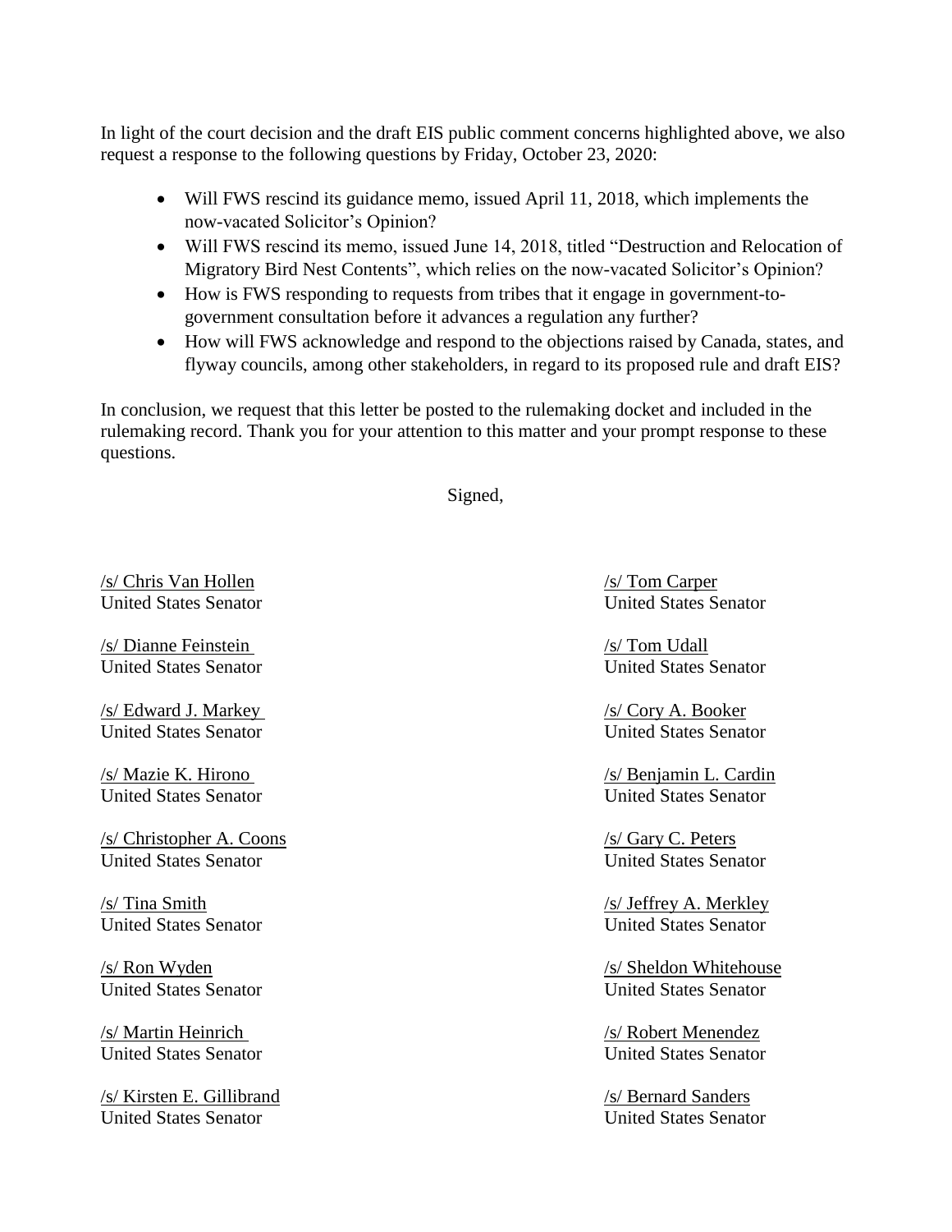In light of the court decision and the draft EIS public comment concerns highlighted above, we also request a response to the following questions by Friday, October 23, 2020:

- Will FWS rescind its guidance memo, issued April 11, 2018, which implements the now-vacated Solicitor's Opinion?
- Will FWS rescind its memo, issued June 14, 2018, titled "Destruction and Relocation of Migratory Bird Nest Contents", which relies on the now-vacated Solicitor's Opinion?
- How is FWS responding to requests from tribes that it engage in government-to-government consultation before it advances a regulation any further?
- How will FWS acknowledge and respond to the objections raised by Canada, states, and flyway councils, among other stakeholders, in regard to its proposed rule and draft EIS?

In conclusion, we request that this letter be posted to the rulemaking docket and included in the rulemaking record. Thank you for your attention to this matter and your prompt response to these questions.

Signed,

/s/ Chris Van Hollen
United States Senator

/s/ Tom Carper
United States Senator

/s/ Dianne Feinstein
United States Senator

/s/ Tom Udall
United States Senator

/s/ Edward J. Markey
United States Senator

/s/ Cory A. Booker
United States Senator

/s/ Mazie K. Hirono
United States Senator

/s/ Benjamin L. Cardin
United States Senator

/s/ Christopher A. Coons
United States Senator

/s/ Gary C. Peters
United States Senator

/s/ Tina Smith
United States Senator

/s/ Jeffrey A. Merkley
United States Senator

/s/ Ron Wyden
United States Senator

/s/ Sheldon Whitehouse
United States Senator

/s/ Martin Heinrich
United States Senator

/s/ Robert Menendez
United States Senator

/s/ Kirsten E. Gillibrand
United States Senator

/s/ Bernard Sanders
United States Senator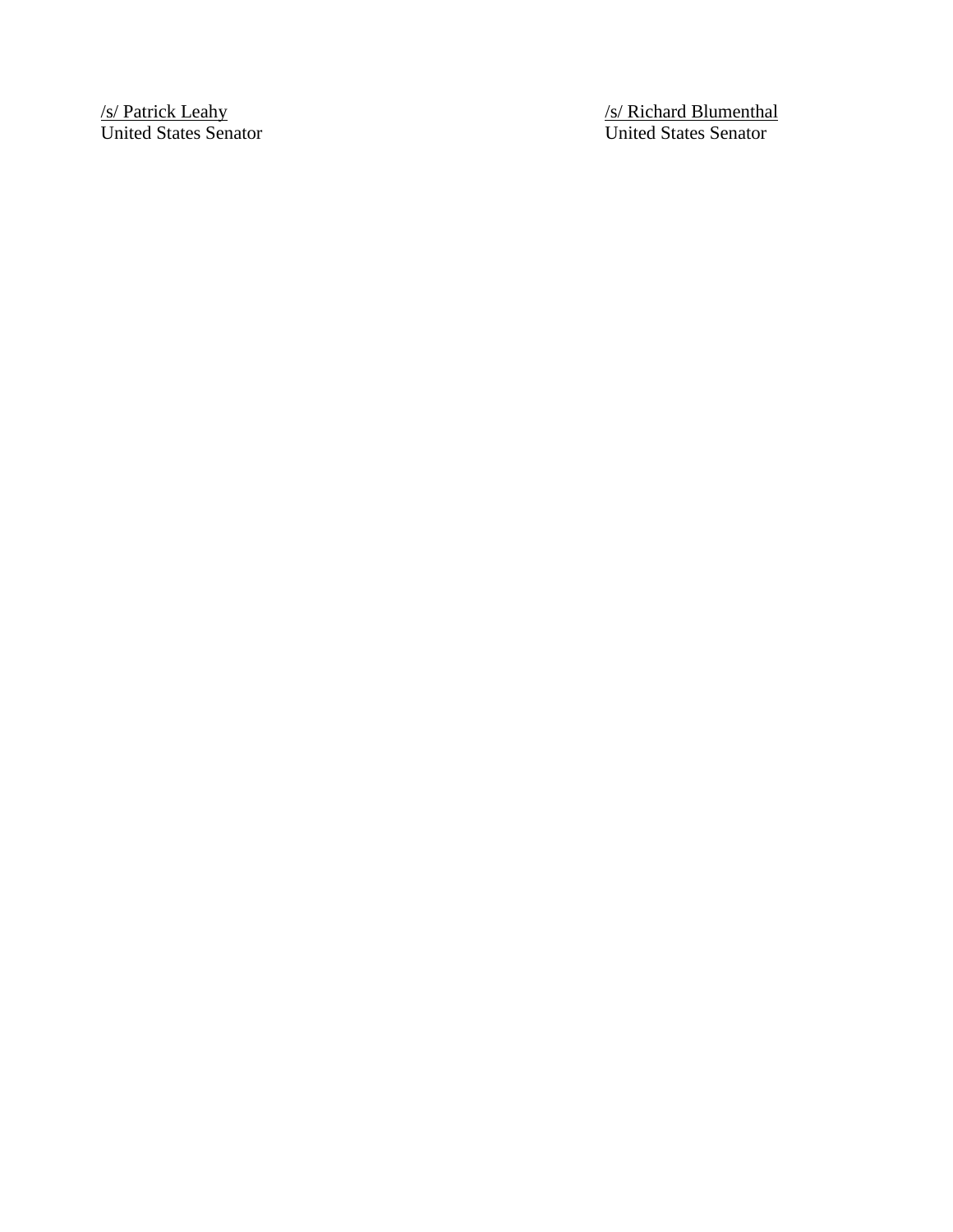/s/ Patrick Leahy
United States Senator

/s/ Richard Blumenthal
United States Senator